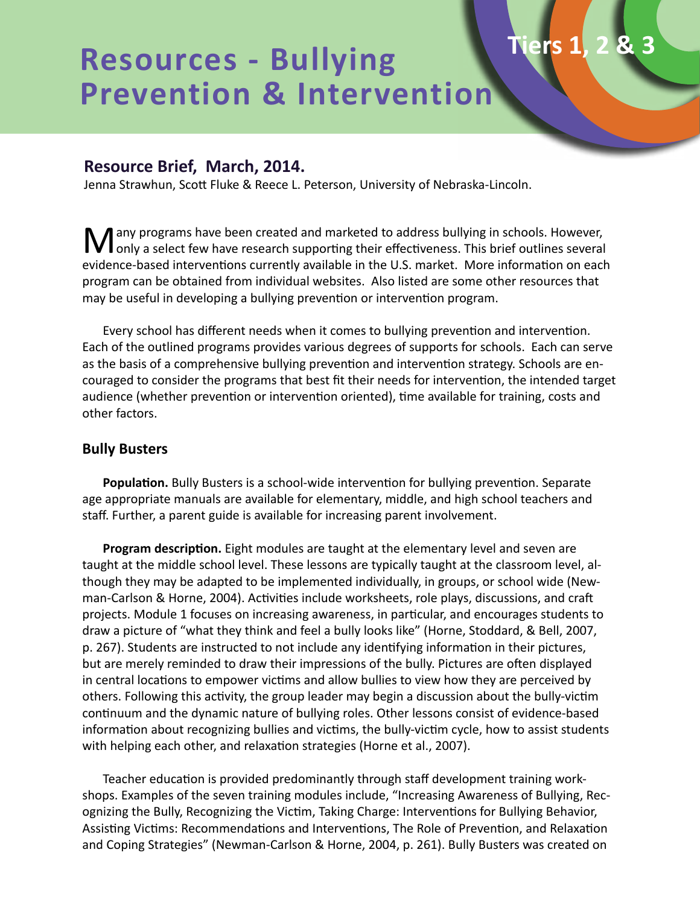# Resources - Bullying Prevention & Intervention

Tiers 1, 2 & 3

## Resource Brief, March, 2014.

Jenna Strawhun, Scott Fluke & Reece L. Peterson, University of Nebraska-Lincoln.

Many programs have been created and marketed to address bullying in schools. However, only a select few have research supporting their effectiveness. This brief outlines several evidence-based interventions currently available in the U.S. market. More information on each program can be obtained from individual websites. Also listed are some other resources that may be useful in developing a bullying prevention or intervention program.

Every school has different needs when it comes to bullying prevention and intervention. Each of the outlined programs provides various degrees of supports for schools. Each can serve as the basis of a comprehensive bullying prevention and intervention strategy. Schools are encouraged to consider the programs that best fit their needs for intervention, the intended target audience (whether prevention or intervention oriented), time available for training, costs and other factors.

### Bully Busters

**Population.** Bully Busters is a school-wide intervention for bullying prevention. Separate age appropriate manuals are available for elementary, middle, and high school teachers and staff. Further, a parent guide is available for increasing parent involvement.

**Program description.** Eight modules are taught at the elementary level and seven are taught at the middle school level. These lessons are typically taught at the classroom level, although they may be adapted to be implemented individually, in groups, or school wide (Newman-Carlson & Horne, 2004). Activities include worksheets, role plays, discussions, and craft projects. Module 1 focuses on increasing awareness, in particular, and encourages students to draw a picture of "what they think and feel a bully looks like" (Horne, Stoddard, & Bell, 2007, p. 267). Students are instructed to not include any identifying information in their pictures, but are merely reminded to draw their impressions of the bully. Pictures are often displayed in central locations to empower victims and allow bullies to view how they are perceived by others. Following this activity, the group leader may begin a discussion about the bully-victim continuum and the dynamic nature of bullying roles. Other lessons consist of evidence-based information about recognizing bullies and victims, the bully-victim cycle, how to assist students with helping each other, and relaxation strategies (Horne et al., 2007).

Teacher education is provided predominantly through staff development training workshops. Examples of the seven training modules include, "Increasing Awareness of Bullying, Recognizing the Bully, Recognizing the Victim, Taking Charge: Interventions for Bullying Behavior, Assisting Victims: Recommendations and Interventions, The Role of Prevention, and Relaxation and Coping Strategies" (Newman-Carlson & Horne, 2004, p. 261). Bully Busters was created on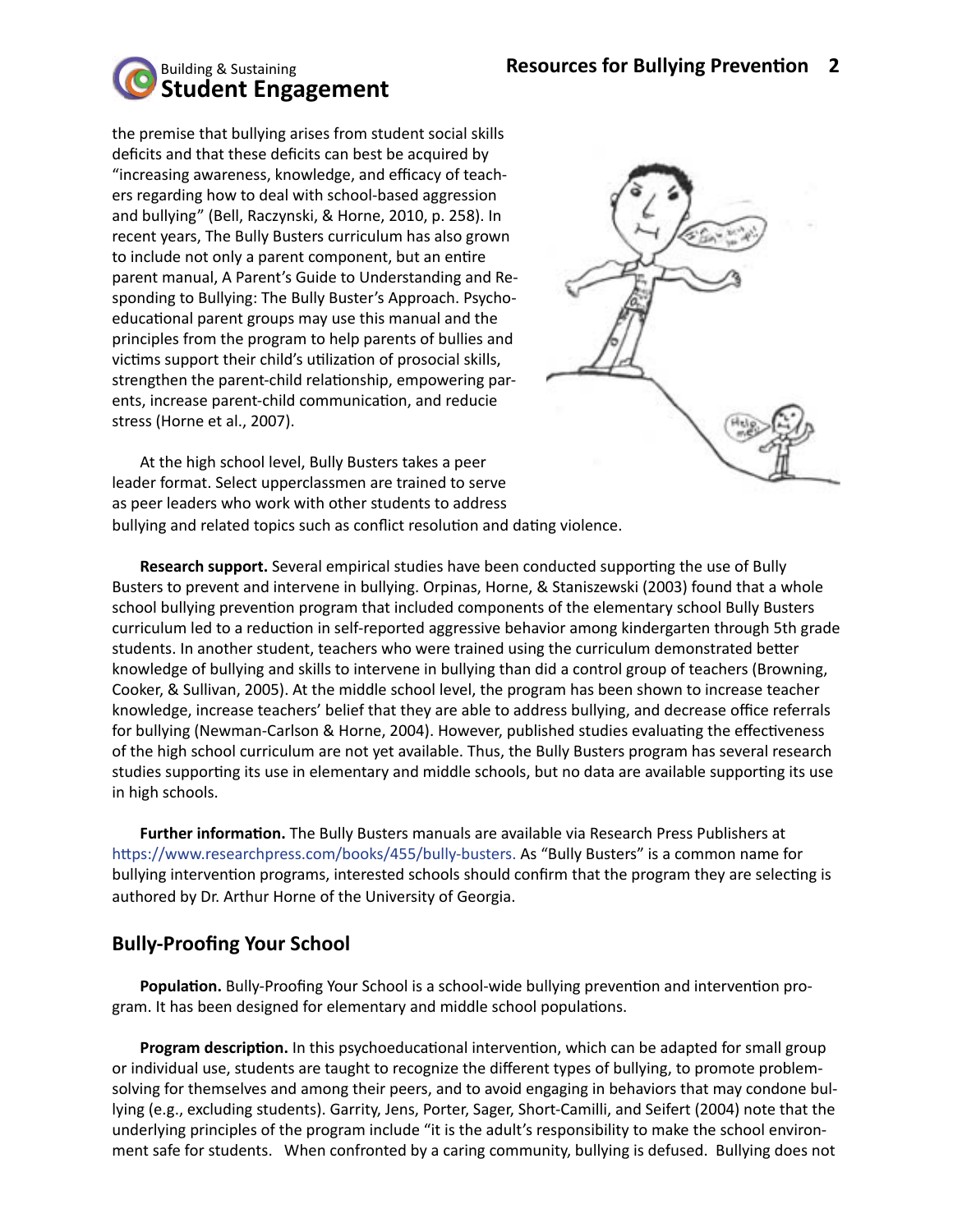the premise that bullying arises from student social skills deficits and that these deficits can best be acquired by "increasing awareness, knowledge, and efficacy of teachers regarding how to deal with school-based aggression and bullying" (Bell, Raczynski, & Horne, 2010, p. 258). In recent years, The Bully Busters curriculum has also grown to include not only a parent component, but an entire parent manual, A Parent's Guide to Understanding and Responding to Bullying: The Bully Buster's Approach. Psychoeducational parent groups may use this manual and the principles from the program to help parents of bullies and victims support their child's utilization of prosocial skills, strengthen the parent-child relationship, empowering parents, increase parent-child communication, and reducie stress (Horne et al., 2007).

At the high school level, Bully Busters takes a peer leader format. Select upperclassmen are trained to serve as peer leaders who work with other students to address bullying and related topics such as conflict resolution and dating violence.

**Research support.** Several empirical studies have been conducted supporting the use of Bully Busters to prevent and intervene in bullying. Orpinas, Horne, & Staniszewski (2003) found that a whole school bullying prevention program that included components of the elementary school Bully Busters curriculum led to a reduction in self-reported aggressive behavior among kindergarten through 5th grade students. In another student, teachers who were trained using the curriculum demonstrated better knowledge of bullying and skills to intervene in bullying than did a control group of teachers (Browning, Cooker, & Sullivan, 2005). At the middle school level, the program has been shown to increase teacher knowledge, increase teachers' belief that they are able to address bullying, and decrease office referrals for bullying (Newman-Carlson & Horne, 2004). However, published studies evaluating the effectiveness of the high school curriculum are not yet available. Thus, the Bully Busters program has several research studies supporting its use in elementary and middle schools, but no data are available supporting its use in high schools.

**Further information.** The Bully Busters manuals are available via Research Press Publishers at https://www.researchpress.com/books/455/bully-busters. As "Bully Busters" is a common name for bullying intervention programs, interested schools should confirm that the program they are selecting is authored by Dr. Arthur Horne of the University of Georgia.

## Bully-Proofing Your School

**Population.** Bully-Proofing Your School is a school-wide bullying prevention and intervention program. It has been designed for elementary and middle school populations.

**Program description.** In this psychoeducational intervention, which can be adapted for small group or individual use, students are taught to recognize the different types of bullying, to promote problem-solving for themselves and among their peers, and to avoid engaging in behaviors that may condone bullying (e.g., excluding students). Garrity, Jens, Porter, Sager, Short-Camilli, and Seifert (2004) note that the underlying principles of the program include "it is the adult's responsibility to make the school environment safe for students. When confronted by a caring community, bullying is defused. Bullying does not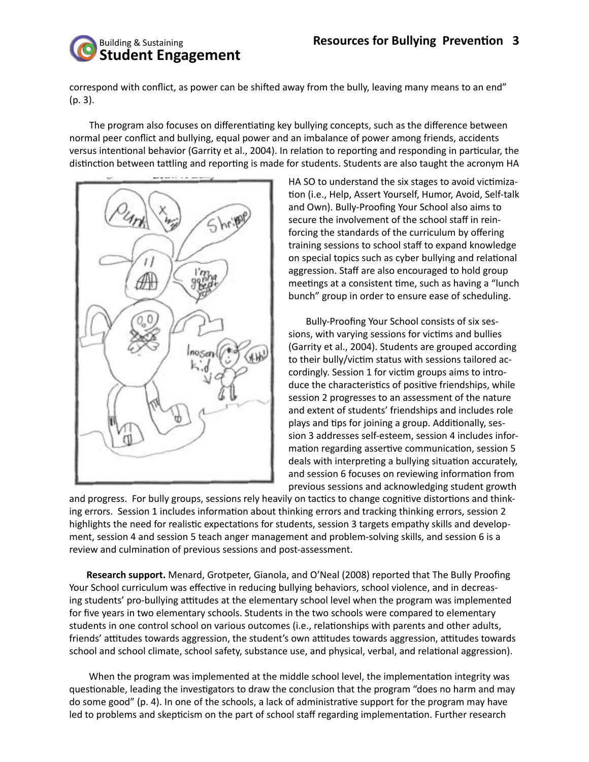correspond with conflict, as power can be shifted away from the bully, leaving many means to an end" (p. 3).

The program also focuses on differentiating key bullying concepts, such as the difference between normal peer conflict and bullying, equal power and an imbalance of power among friends, accidents versus intentional behavior (Garrity et al., 2004). In relation to reporting and responding in particular, the distinction between tattling and reporting is made for students. Students are also taught the acronym HA HA SO to understand the six stages to avoid victimization (i.e., Help, Assert Yourself, Humor, Avoid, Self-talk and Own). Bully-Proofing Your School also aims to secure the involvement of the school staff in reinforcing the standards of the curriculum by offering training sessions to school staff to expand knowledge on special topics such as cyber bullying and relational aggression. Staff are also encouraged to hold group meetings at a consistent time, such as having a "lunch bunch" group in order to ensure ease of scheduling.

Bully-Proofing Your School consists of six sessions, with varying sessions for victims and bullies (Garrity et al., 2004). Students are grouped according to their bully/victim status with sessions tailored accordingly. Session 1 for victim groups aims to introduce the characteristics of positive friendships, while session 2 progresses to an assessment of the nature and extent of students' friendships and includes role plays and tips for joining a group. Additionally, session 3 addresses self-esteem, session 4 includes information regarding assertive communication, session 5 deals with interpreting a bullying situation accurately, and session 6 focuses on reviewing information from previous sessions and acknowledging student growth and progress. For bully groups, sessions rely heavily on tactics to change cognitive distortions and thinking errors. Session 1 includes information about thinking errors and tracking thinking errors, session 2 highlights the need for realistic expectations for students, session 3 targets empathy skills and development, session 4 and session 5 teach anger management and problem-solving skills, and session 6 is a review and culmination of previous sessions and post-assessment.

**Research support.** Menard, Grotpeter, Gianola, and O'Neal (2008) reported that The Bully Proofing Your School curriculum was effective in reducing bullying behaviors, school violence, and in decreasing students' pro-bullying attitudes at the elementary school level when the program was implemented for five years in two elementary schools. Students in the two schools were compared to elementary students in one control school on various outcomes (i.e., relationships with parents and other adults, friends' attitudes towards aggression, the student's own attitudes towards aggression, attitudes towards school and school climate, school safety, substance use, and physical, verbal, and relational aggression).

When the program was implemented at the middle school level, the implementation integrity was questionable, leading the investigators to draw the conclusion that the program "does no harm and may do some good" (p. 4). In one of the schools, a lack of administrative support for the program may have led to problems and skepticism on the part of school staff regarding implementation. Further research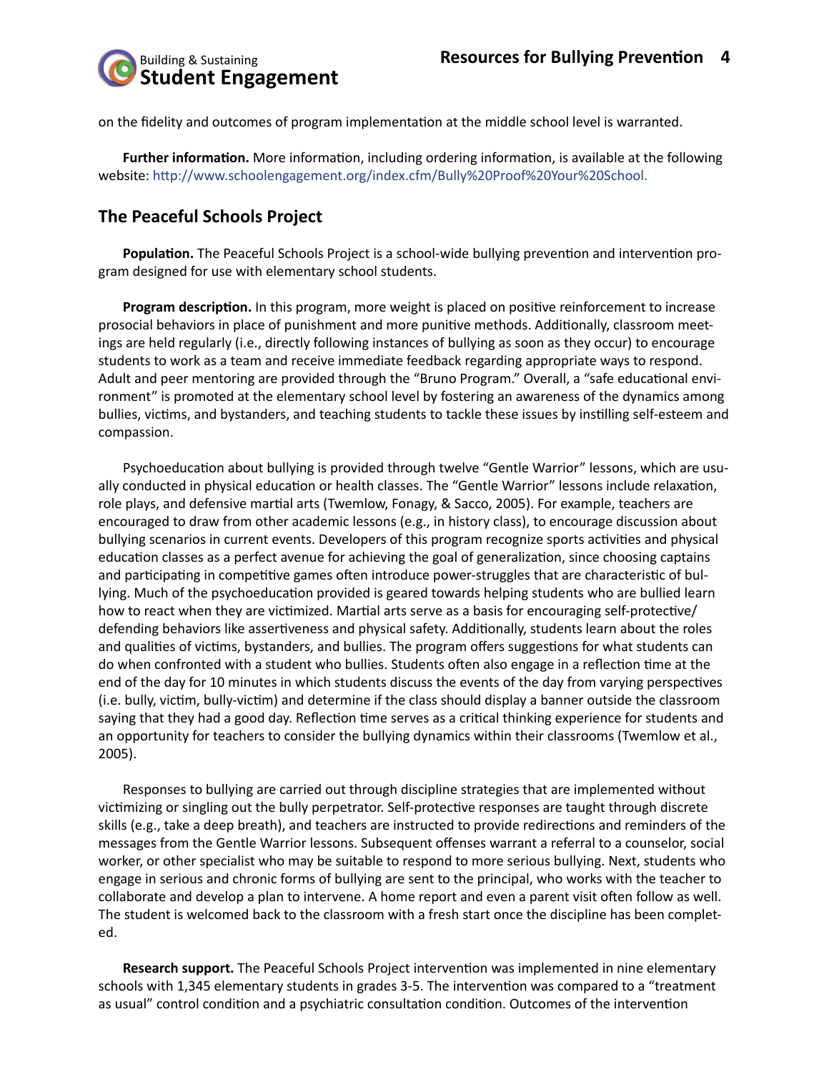on the fidelity and outcomes of program implementation at the middle school level is warranted.

**Further information.** More information, including ordering information, is available at the following website: http://www.schoolengagement.org/index.cfm/Bully%20Proof%20Your%20School.

## The Peaceful Schools Project

**Population.** The Peaceful Schools Project is a school-wide bullying prevention and intervention program designed for use with elementary school students.

**Program description.** In this program, more weight is placed on positive reinforcement to increase prosocial behaviors in place of punishment and more punitive methods. Additionally, classroom meetings are held regularly (i.e., directly following instances of bullying as soon as they occur) to encourage students to work as a team and receive immediate feedback regarding appropriate ways to respond. Adult and peer mentoring are provided through the "Bruno Program." Overall, a "safe educational environment" is promoted at the elementary school level by fostering an awareness of the dynamics among bullies, victims, and bystanders, and teaching students to tackle these issues by instilling self-esteem and compassion.

Psychoeducation about bullying is provided through twelve "Gentle Warrior" lessons, which are usually conducted in physical education or health classes. The "Gentle Warrior" lessons include relaxation, role plays, and defensive martial arts (Twemlow, Fonagy, & Sacco, 2005). For example, teachers are encouraged to draw from other academic lessons (e.g., in history class), to encourage discussion about bullying scenarios in current events. Developers of this program recognize sports activities and physical education classes as a perfect avenue for achieving the goal of generalization, since choosing captains and participating in competitive games often introduce power-struggles that are characteristic of bullying. Much of the psychoeducation provided is geared towards helping students who are bullied learn how to react when they are victimized. Martial arts serve as a basis for encouraging self-protective/defending behaviors like assertiveness and physical safety. Additionally, students learn about the roles and qualities of victims, bystanders, and bullies. The program offers suggestions for what students can do when confronted with a student who bullies. Students often also engage in a reflection time at the end of the day for 10 minutes in which students discuss the events of the day from varying perspectives (i.e. bully, victim, bully-victim) and determine if the class should display a banner outside the classroom saying that they had a good day. Reflection time serves as a critical thinking experience for students and an opportunity for teachers to consider the bullying dynamics within their classrooms (Twemlow et al., 2005).

Responses to bullying are carried out through discipline strategies that are implemented without victimizing or singling out the bully perpetrator. Self-protective responses are taught through discrete skills (e.g., take a deep breath), and teachers are instructed to provide redirections and reminders of the messages from the Gentle Warrior lessons. Subsequent offenses warrant a referral to a counselor, social worker, or other specialist who may be suitable to respond to more serious bullying. Next, students who engage in serious and chronic forms of bullying are sent to the principal, who works with the teacher to collaborate and develop a plan to intervene. A home report and even a parent visit often follow as well. The student is welcomed back to the classroom with a fresh start once the discipline has been completed.

**Research support.** The Peaceful Schools Project intervention was implemented in nine elementary schools with 1,345 elementary students in grades 3-5. The intervention was compared to a "treatment as usual" control condition and a psychiatric consultation condition. Outcomes of the intervention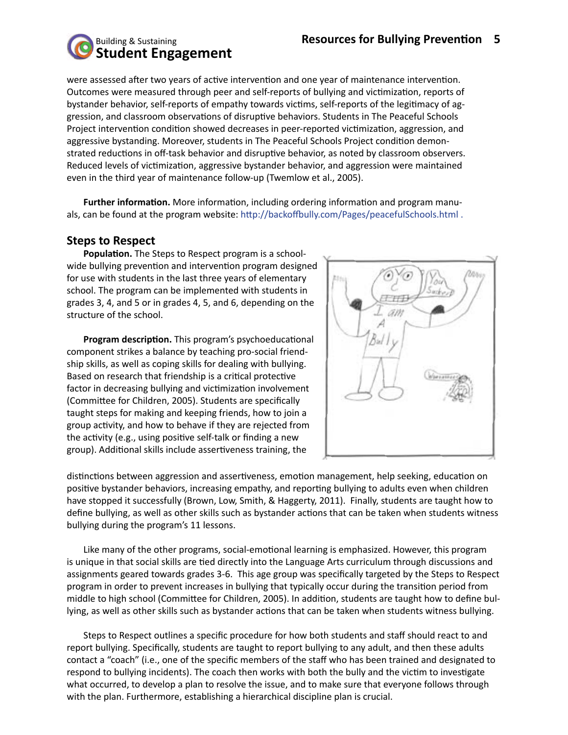were assessed after two years of active intervention and one year of maintenance intervention. Outcomes were measured through peer and self-reports of bullying and victimization, reports of bystander behavior, self-reports of empathy towards victims, self-reports of the legitimacy of aggression, and classroom observations of disruptive behaviors. Students in The Peaceful Schools Project intervention condition showed decreases in peer-reported victimization, aggression, and aggressive bystanding. Moreover, students in The Peaceful Schools Project condition demonstrated reductions in off-task behavior and disruptive behavior, as noted by classroom observers. Reduced levels of victimization, aggressive bystander behavior, and aggression were maintained even in the third year of maintenance follow-up (Twemlow et al., 2005).

**Further information.** More information, including ordering information and program manuals, can be found at the program website: http://backoffbully.com/Pages/peacefulSchools.html .

## Steps to Respect

**Population.** The Steps to Respect program is a school-wide bullying prevention and intervention program designed for use with students in the last three years of elementary school. The program can be implemented with students in grades 3, 4, and 5 or in grades 4, 5, and 6, depending on the structure of the school.

**Program description.** This program's psychoeducational component strikes a balance by teaching pro-social friendship skills, as well as coping skills for dealing with bullying. Based on research that friendship is a critical protective factor in decreasing bullying and victimization involvement (Committee for Children, 2005). Students are specifically taught steps for making and keeping friends, how to join a group activity, and how to behave if they are rejected from the activity (e.g., using positive self-talk or finding a new group). Additional skills include assertiveness training, the distinctions between aggression and assertiveness, emotion management, help seeking, education on positive bystander behaviors, increasing empathy, and reporting bullying to adults even when children have stopped it successfully (Brown, Low, Smith, & Haggerty, 2011). Finally, students are taught how to define bullying, as well as other skills such as bystander actions that can be taken when students witness bullying during the program's 11 lessons.

Like many of the other programs, social-emotional learning is emphasized. However, this program is unique in that social skills are tied directly into the Language Arts curriculum through discussions and assignments geared towards grades 3-6. This age group was specifically targeted by the Steps to Respect program in order to prevent increases in bullying that typically occur during the transition period from middle to high school (Committee for Children, 2005). In addition, students are taught how to define bullying, as well as other skills such as bystander actions that can be taken when students witness bullying.

Steps to Respect outlines a specific procedure for how both students and staff should react to and report bullying. Specifically, students are taught to report bullying to any adult, and then these adults contact a "coach" (i.e., one of the specific members of the staff who has been trained and designated to respond to bullying incidents). The coach then works with both the bully and the victim to investigate what occurred, to develop a plan to resolve the issue, and to make sure that everyone follows through with the plan. Furthermore, establishing a hierarchical discipline plan is crucial.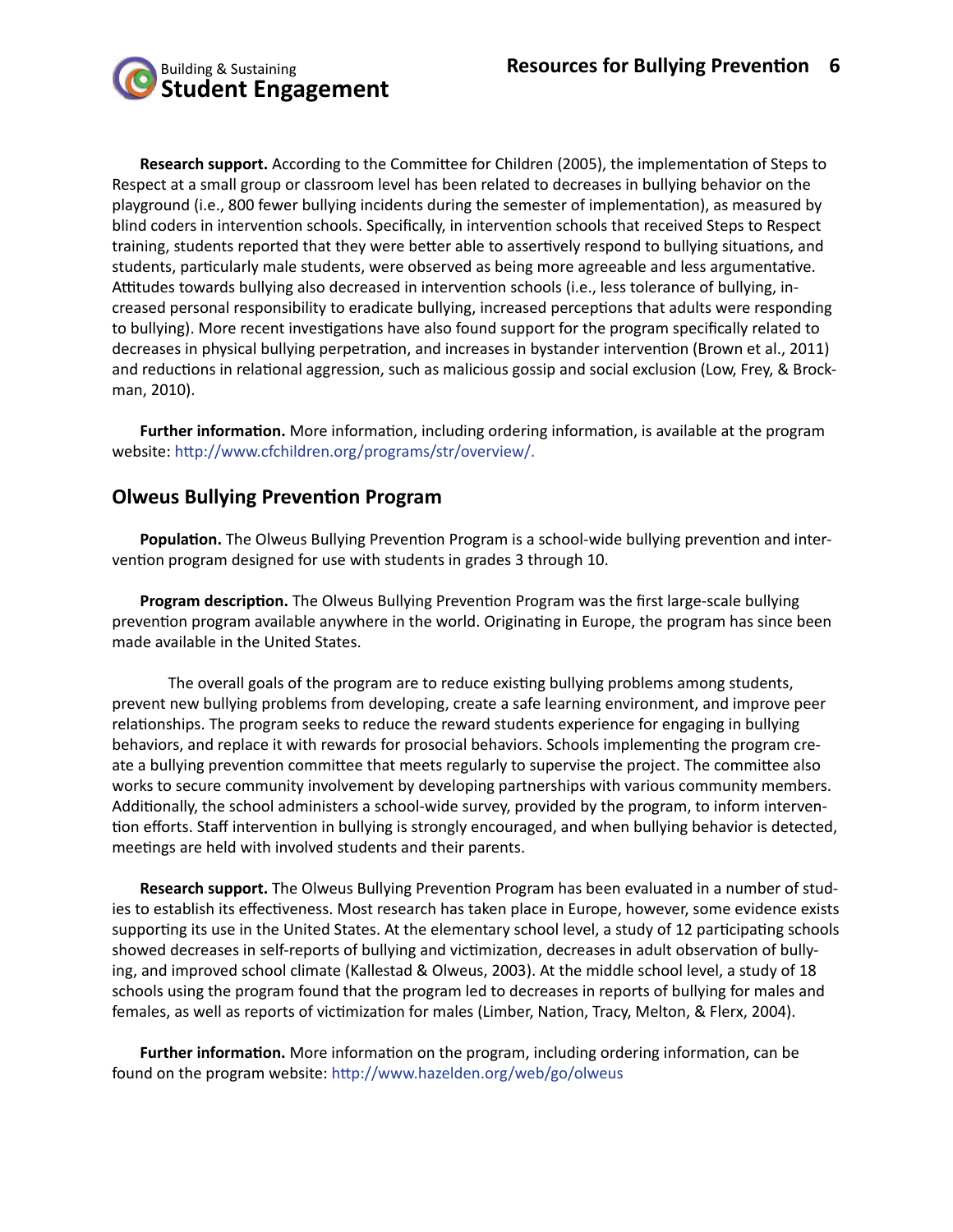**Research support.** According to the Committee for Children (2005), the implementation of Steps to Respect at a small group or classroom level has been related to decreases in bullying behavior on the playground (i.e., 800 fewer bullying incidents during the semester of implementation), as measured by blind coders in intervention schools. Specifically, in intervention schools that received Steps to Respect training, students reported that they were better able to assertively respond to bullying situations, and students, particularly male students, were observed as being more agreeable and less argumentative. Attitudes towards bullying also decreased in intervention schools (i.e., less tolerance of bullying, increased personal responsibility to eradicate bullying, increased perceptions that adults were responding to bullying). More recent investigations have also found support for the program specifically related to decreases in physical bullying perpetration, and increases in bystander intervention (Brown et al., 2011) and reductions in relational aggression, such as malicious gossip and social exclusion (Low, Frey, & Brockman, 2010).

**Further information.** More information, including ordering information, is available at the program website: http://www.cfchildren.org/programs/str/overview/.

## Olweus Bullying Prevention Program

**Population.** The Olweus Bullying Prevention Program is a school-wide bullying prevention and intervention program designed for use with students in grades 3 through 10.

**Program description.** The Olweus Bullying Prevention Program was the first large-scale bullying prevention program available anywhere in the world. Originating in Europe, the program has since been made available in the United States.

The overall goals of the program are to reduce existing bullying problems among students, prevent new bullying problems from developing, create a safe learning environment, and improve peer relationships. The program seeks to reduce the reward students experience for engaging in bullying behaviors, and replace it with rewards for prosocial behaviors. Schools implementing the program create a bullying prevention committee that meets regularly to supervise the project. The committee also works to secure community involvement by developing partnerships with various community members. Additionally, the school administers a school-wide survey, provided by the program, to inform intervention efforts. Staff intervention in bullying is strongly encouraged, and when bullying behavior is detected, meetings are held with involved students and their parents.

**Research support.** The Olweus Bullying Prevention Program has been evaluated in a number of studies to establish its effectiveness. Most research has taken place in Europe, however, some evidence exists supporting its use in the United States. At the elementary school level, a study of 12 participating schools showed decreases in self-reports of bullying and victimization, decreases in adult observation of bullying, and improved school climate (Kallestad & Olweus, 2003). At the middle school level, a study of 18 schools using the program found that the program led to decreases in reports of bullying for males and females, as well as reports of victimization for males (Limber, Nation, Tracy, Melton, & Flerx, 2004).

**Further information.** More information on the program, including ordering information, can be found on the program website: http://www.hazelden.org/web/go/olweus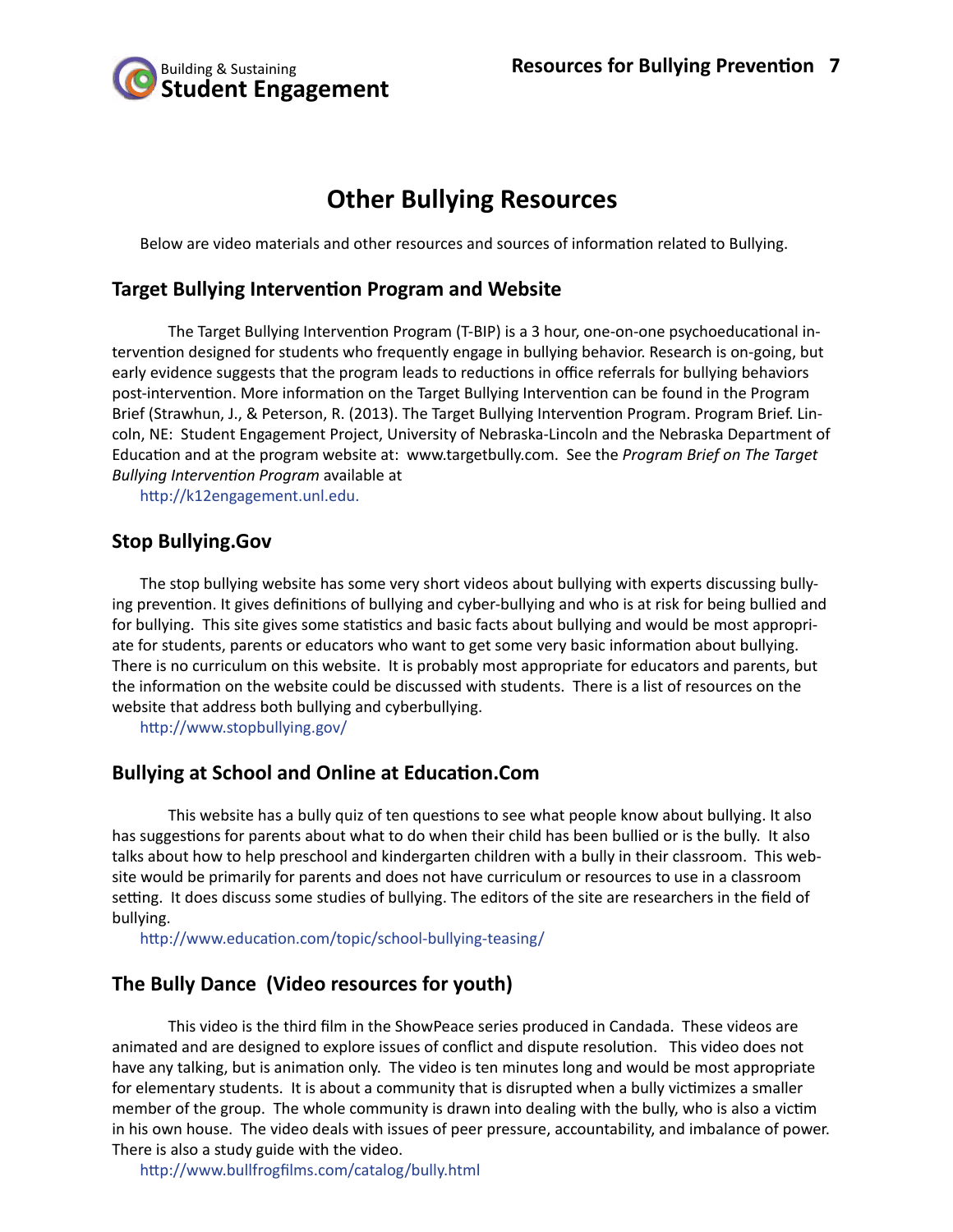# Other Bullying Resources

Below are video materials and other resources and sources of information related to Bullying.

## Target Bullying Intervention Program and Website

The Target Bullying Intervention Program (T-BIP) is a 3 hour, one-on-one psychoeducational intervention designed for students who frequently engage in bullying behavior. Research is on-going, but early evidence suggests that the program leads to reductions in office referrals for bullying behaviors post-intervention. More information on the Target Bullying Intervention can be found in the Program Brief (Strawhun, J., & Peterson, R. (2013). The Target Bullying Intervention Program. Program Brief. Lincoln, NE: Student Engagement Project, University of Nebraska-Lincoln and the Nebraska Department of Education and at the program website at: www.targetbully.com. See the *Program Brief on The Target Bullying Intervention Program* available at

http://k12engagement.unl.edu.

## Stop Bullying.Gov

The stop bullying website has some very short videos about bullying with experts discussing bullying prevention. It gives definitions of bullying and cyber-bullying and who is at risk for being bullied and for bullying. This site gives some statistics and basic facts about bullying and would be most appropriate for students, parents or educators who want to get some very basic information about bullying. There is no curriculum on this website. It is probably most appropriate for educators and parents, but the information on the website could be discussed with students. There is a list of resources on the website that address both bullying and cyberbullying.

http://www.stopbullying.gov/

## Bullying at School and Online at Education.Com

This website has a bully quiz of ten questions to see what people know about bullying. It also has suggestions for parents about what to do when their child has been bullied or is the bully. It also talks about how to help preschool and kindergarten children with a bully in their classroom. This website would be primarily for parents and does not have curriculum or resources to use in a classroom setting. It does discuss some studies of bullying. The editors of the site are researchers in the field of bullying.

http://www.education.com/topic/school-bullying-teasing/

## The Bully Dance (Video resources for youth)

This video is the third film in the ShowPeace series produced in Candada. These videos are animated and are designed to explore issues of conflict and dispute resolution. This video does not have any talking, but is animation only. The video is ten minutes long and would be most appropriate for elementary students. It is about a community that is disrupted when a bully victimizes a smaller member of the group. The whole community is drawn into dealing with the bully, who is also a victim in his own house. The video deals with issues of peer pressure, accountability, and imbalance of power. There is also a study guide with the video.

http://www.bullfrogfilms.com/catalog/bully.html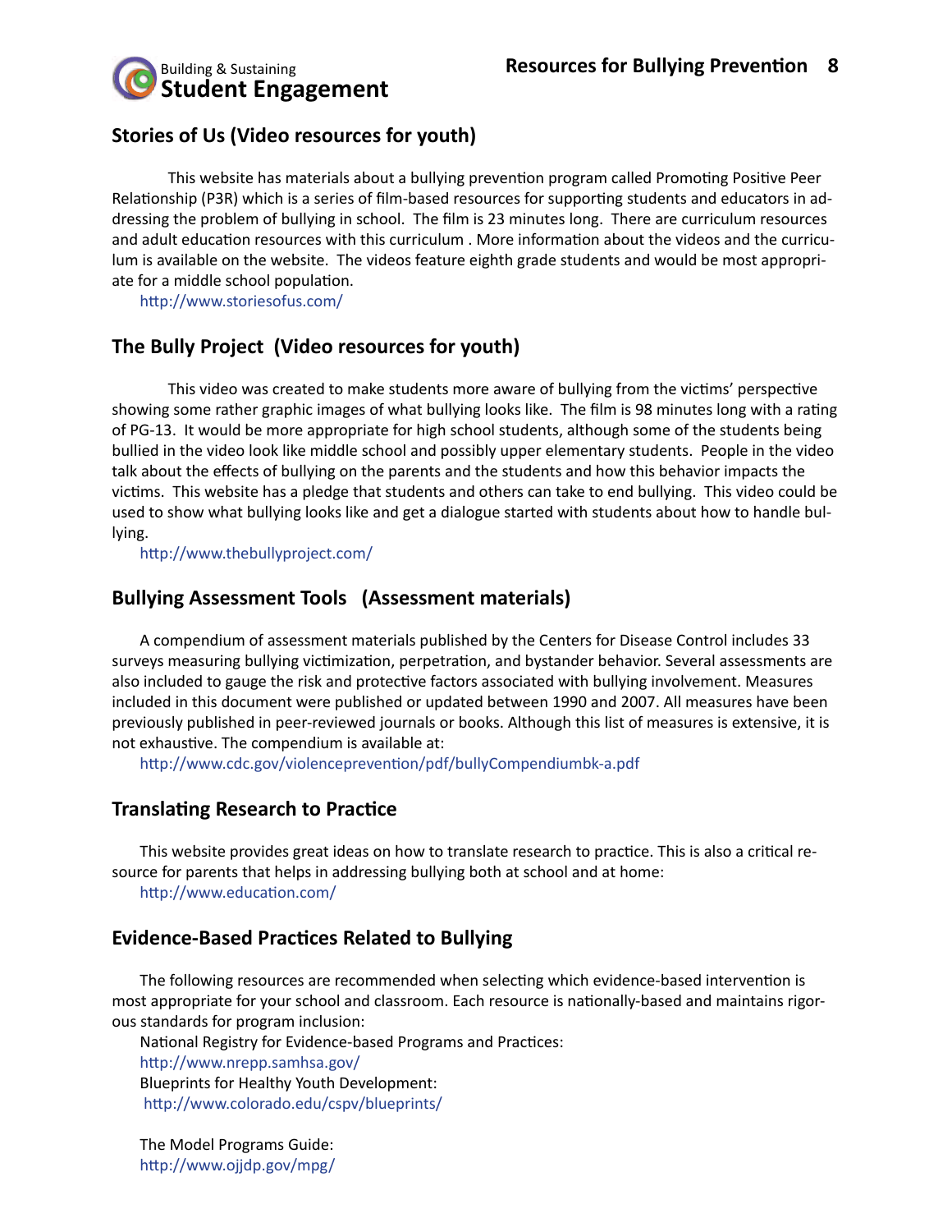## Stories of Us (Video resources for youth)

This website has materials about a bullying prevention program called Promoting Positive Peer Relationship (P3R) which is a series of film-based resources for supporting students and educators in addressing the problem of bullying in school. The film is 23 minutes long. There are curriculum resources and adult education resources with this curriculum . More information about the videos and the curriculum is available on the website. The videos feature eighth grade students and would be most appropriate for a middle school population.

http://www.storiesofus.com/

## The Bully Project (Video resources for youth)

This video was created to make students more aware of bullying from the victims' perspective showing some rather graphic images of what bullying looks like. The film is 98 minutes long with a rating of PG-13. It would be more appropriate for high school students, although some of the students being bullied in the video look like middle school and possibly upper elementary students. People in the video talk about the effects of bullying on the parents and the students and how this behavior impacts the victims. This website has a pledge that students and others can take to end bullying. This video could be used to show what bullying looks like and get a dialogue started with students about how to handle bullying.

http://www.thebullyproject.com/

## Bullying Assessment Tools (Assessment materials)

A compendium of assessment materials published by the Centers for Disease Control includes 33 surveys measuring bullying victimization, perpetration, and bystander behavior. Several assessments are also included to gauge the risk and protective factors associated with bullying involvement. Measures included in this document were published or updated between 1990 and 2007. All measures have been previously published in peer-reviewed journals or books. Although this list of measures is extensive, it is not exhaustive. The compendium is available at:

http://www.cdc.gov/violenceprevention/pdf/bullyCompendiumbk-a.pdf

## Translating Research to Practice

This website provides great ideas on how to translate research to practice. This is also a critical resource for parents that helps in addressing bullying both at school and at home:

http://www.education.com/

## Evidence-Based Practices Related to Bullying

The following resources are recommended when selecting which evidence-based intervention is most appropriate for your school and classroom. Each resource is nationally-based and maintains rigorous standards for program inclusion:

National Registry for Evidence-based Programs and Practices:
http://www.nrepp.samhsa.gov/

Blueprints for Healthy Youth Development:
http://www.colorado.edu/cspv/blueprints/

The Model Programs Guide:
http://www.ojjdp.gov/mpg/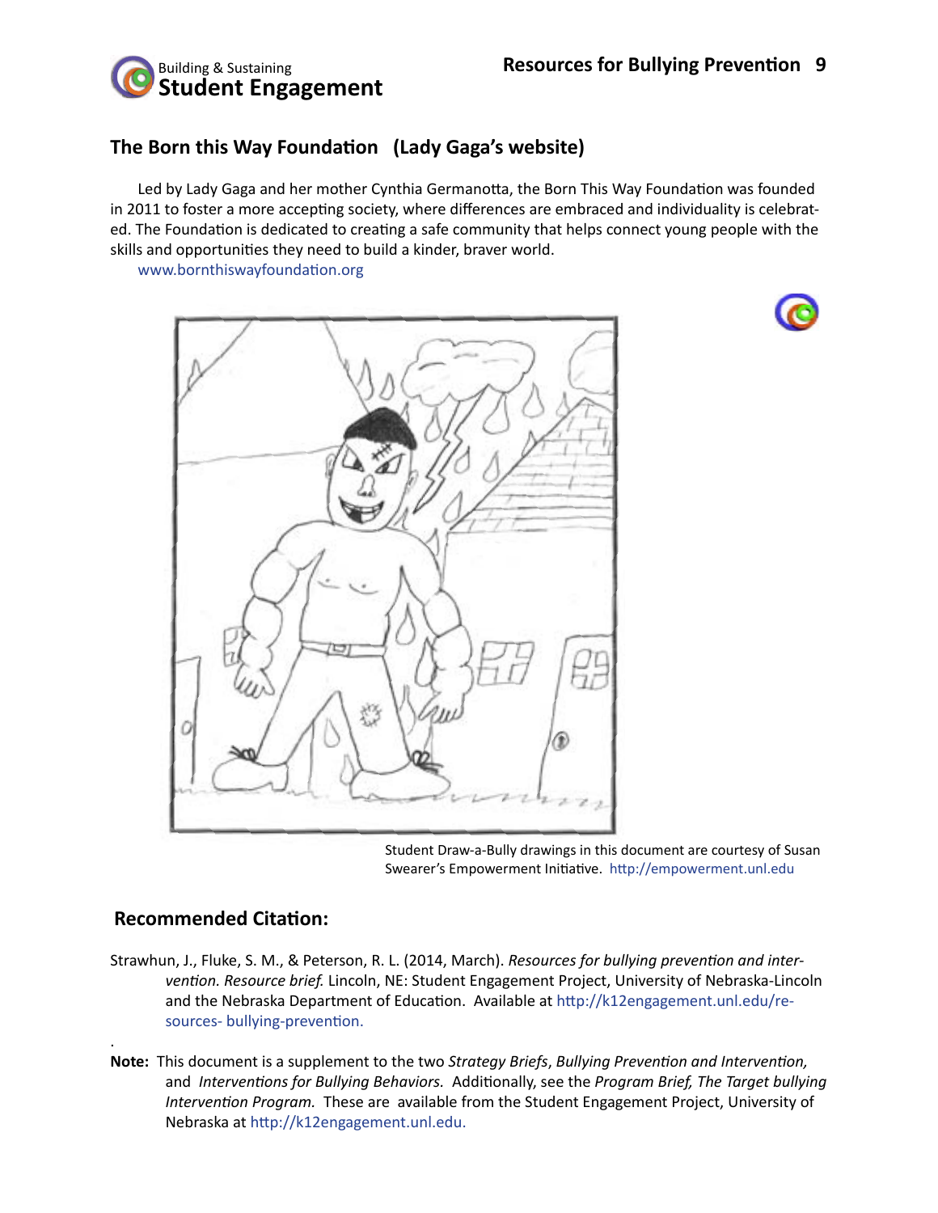## The Born this Way Foundation (Lady Gaga's website)

Led by Lady Gaga and her mother Cynthia Germanotta, the Born This Way Foundation was founded in 2011 to foster a more accepting society, where differences are embraced and individuality is celebrated. The Foundation is dedicated to creating a safe community that helps connect young people with the skills and opportunities they need to build a kinder, braver world.

www.bornthiswayfoundation.org

Student Draw-a-Bully drawings in this document are courtesy of Susan Swearer's Empowerment Initiative. http://empowerment.unl.edu

## Recommended Citation:

Strawhun, J., Fluke, S. M., & Peterson, R. L. (2014, March). *Resources for bullying prevention and intervention. Resource brief.* Lincoln, NE: Student Engagement Project, University of Nebraska-Lincoln and the Nebraska Department of Education. Available at http://k12engagement.unl.edu/resources- bullying-prevention.

**Note:** This document is a supplement to the two *Strategy Briefs*, *Bullying Prevention and Intervention,* and *Interventions for Bullying Behaviors.* Additionally, see the *Program Brief, The Target bullying Intervention Program.* These are available from the Student Engagement Project, University of Nebraska at http://k12engagement.unl.edu.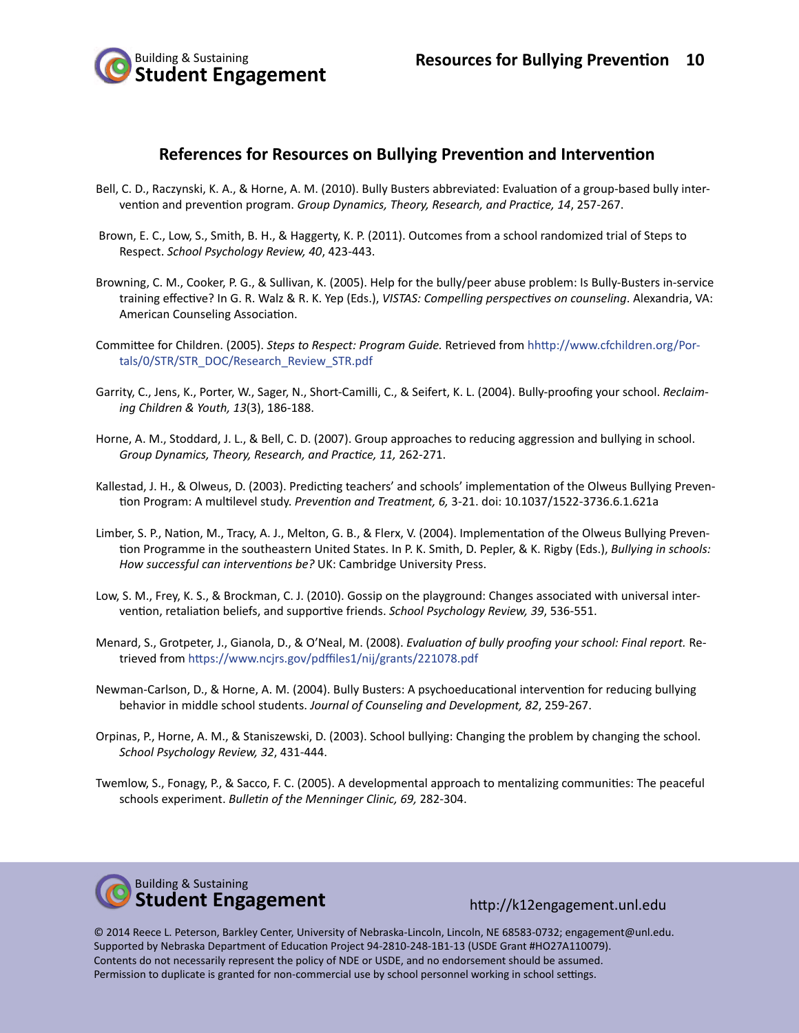## References for Resources on Bullying Prevention and Intervention

Bell, C. D., Raczynski, K. A., & Horne, A. M. (2010). Bully Busters abbreviated: Evaluation of a group-based bully intervention and prevention program. *Group Dynamics, Theory, Research, and Practice, 14*, 257-267.

Brown, E. C., Low, S., Smith, B. H., & Haggerty, K. P. (2011). Outcomes from a school randomized trial of Steps to Respect. *School Psychology Review, 40*, 423-443.

Browning, C. M., Cooker, P. G., & Sullivan, K. (2005). Help for the bully/peer abuse problem: Is Bully-Busters in-service training effective? In G. R. Walz & R. K. Yep (Eds.), *VISTAS: Compelling perspectives on counseling*. Alexandria, VA: American Counseling Association.

Committee for Children. (2005). *Steps to Respect: Program Guide.* Retrieved from hhttp://www.cfchildren.org/Portals/0/STR/STR_DOC/Research_Review_STR.pdf

Garrity, C., Jens, K., Porter, W., Sager, N., Short-Camilli, C., & Seifert, K. L. (2004). Bully-proofing your school. *Reclaiming Children & Youth, 13*(3), 186-188.

Horne, A. M., Stoddard, J. L., & Bell, C. D. (2007). Group approaches to reducing aggression and bullying in school. *Group Dynamics, Theory, Research, and Practice, 11,* 262-271.

Kallestad, J. H., & Olweus, D. (2003). Predicting teachers' and schools' implementation of the Olweus Bullying Prevention Program: A multilevel study. *Prevention and Treatment, 6,* 3-21. doi: 10.1037/1522-3736.6.1.621a

Limber, S. P., Nation, M., Tracy, A. J., Melton, G. B., & Flerx, V. (2004). Implementation of the Olweus Bullying Prevention Programme in the southeastern United States. In P. K. Smith, D. Pepler, & K. Rigby (Eds.), *Bullying in schools: How successful can interventions be?* UK: Cambridge University Press.

Low, S. M., Frey, K. S., & Brockman, C. J. (2010). Gossip on the playground: Changes associated with universal intervention, retaliation beliefs, and supportive friends. *School Psychology Review, 39*, 536-551.

Menard, S., Grotpeter, J., Gianola, D., & O'Neal, M. (2008). *Evaluation of bully proofing your school: Final report.* Retrieved from https://www.ncjrs.gov/pdffiles1/nij/grants/221078.pdf

Newman-Carlson, D., & Horne, A. M. (2004). Bully Busters: A psychoeducational intervention for reducing bullying behavior in middle school students. *Journal of Counseling and Development, 82*, 259-267.

Orpinas, P., Horne, A. M., & Staniszewski, D. (2003). School bullying: Changing the problem by changing the school. *School Psychology Review, 32*, 431-444.

Twemlow, S., Fonagy, P., & Sacco, F. C. (2005). A developmental approach to mentalizing communities: The peaceful schools experiment. *Bulletin of the Menninger Clinic, 69,* 282-304.

Building & Sustaining **Student Engagement**

http://k12engagement.unl.edu

© 2014 Reece L. Peterson, Barkley Center, University of Nebraska-Lincoln, Lincoln, NE 68583-0732; engagement@unl.edu.
Supported by Nebraska Department of Education Project 94-2810-248-1B1-13 (USDE Grant #HO27A110079).
Contents do not necessarily represent the policy of NDE or USDE, and no endorsement should be assumed.
Permission to duplicate is granted for non-commercial use by school personnel working in school settings.